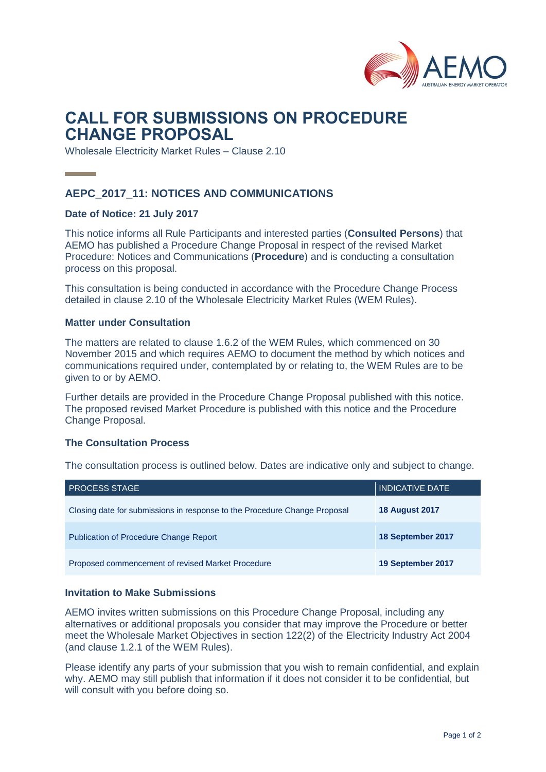# CALL FOR SUBMISSIONS ON PROCEDURE CHANGE PROPOSAL

Wholesale Electricity Market Rules – Clause 2.10

## AEPC_2017_11: NOTICES AND COMMUNICATIONS

### Date of Notice: 21 July 2017

This notice informs all Rule Participants and interested parties (**Consulted Persons**) that AEMO has published a Procedure Change Proposal in respect of the revised Market Procedure: Notices and Communications (**Procedure**) and is conducting a consultation process on this proposal.

This consultation is being conducted in accordance with the Procedure Change Process detailed in clause 2.10 of the Wholesale Electricity Market Rules (WEM Rules).

### Matter under Consultation

The matters are related to clause 1.6.2 of the WEM Rules, which commenced on 30 November 2015 and which requires AEMO to document the method by which notices and communications required under, contemplated by or relating to, the WEM Rules are to be given to or by AEMO.

Further details are provided in the Procedure Change Proposal published with this notice. The proposed revised Market Procedure is published with this notice and the Procedure Change Proposal.

### The Consultation Process

The consultation process is outlined below. Dates are indicative only and subject to change.

| PROCESS STAGE | INDICATIVE DATE |
| --- | --- |
| Closing date for submissions in response to the Procedure Change Proposal | **18 August 2017** |
| Publication of Procedure Change Report | **18 September 2017** |
| Proposed commencement of revised Market Procedure | **19 September 2017** |

### Invitation to Make Submissions

AEMO invites written submissions on this Procedure Change Proposal, including any alternatives or additional proposals you consider that may improve the Procedure or better meet the Wholesale Market Objectives in section 122(2) of the Electricity Industry Act 2004 (and clause 1.2.1 of the WEM Rules).

Please identify any parts of your submission that you wish to remain confidential, and explain why. AEMO may still publish that information if it does not consider it to be confidential, but will consult with you before doing so.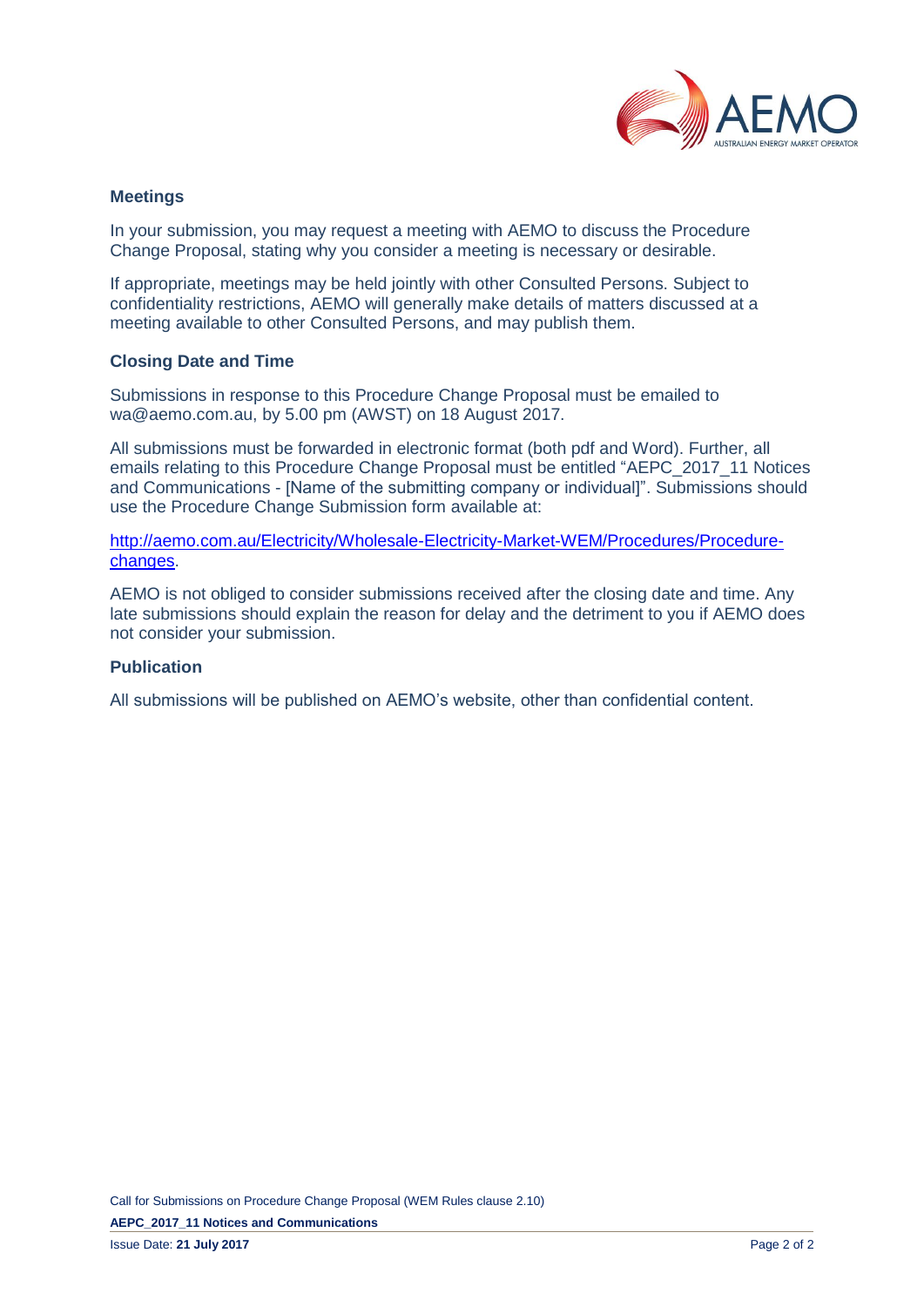## Meetings

In your submission, you may request a meeting with AEMO to discuss the Procedure Change Proposal, stating why you consider a meeting is necessary or desirable.

If appropriate, meetings may be held jointly with other Consulted Persons. Subject to confidentiality restrictions, AEMO will generally make details of matters discussed at a meeting available to other Consulted Persons, and may publish them.

## Closing Date and Time

Submissions in response to this Procedure Change Proposal must be emailed to wa@aemo.com.au, by 5.00 pm (AWST) on 18 August 2017.

All submissions must be forwarded in electronic format (both pdf and Word). Further, all emails relating to this Procedure Change Proposal must be entitled "AEPC_2017_11 Notices and Communications - [Name of the submitting company or individual]". Submissions should use the Procedure Change Submission form available at:

[http://aemo.com.au/Electricity/Wholesale-Electricity-Market-WEM/Procedures/Procedure-changes](http://aemo.com.au/Electricity/Wholesale-Electricity-Market-WEM/Procedures/Procedure-changes).

AEMO is not obliged to consider submissions received after the closing date and time. Any late submissions should explain the reason for delay and the detriment to you if AEMO does not consider your submission.

## Publication

All submissions will be published on AEMO's website, other than confidential content.